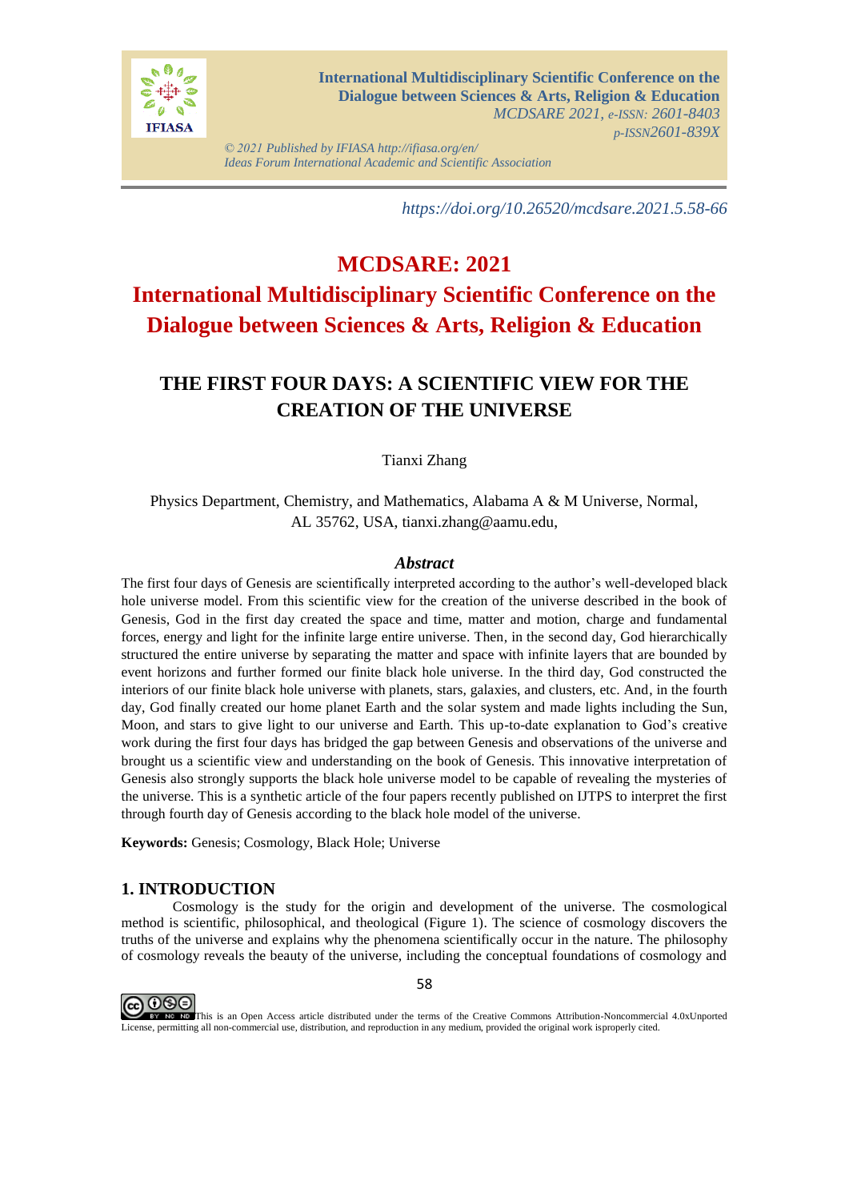https://doi.org/10.26520/mcdsare.2021.5.58-66

# MCDSARE: 2021

# International Multidisciplinary Scientific Conference on the Dialogue between Sciences & Arts, Religion & Education

## THE FIRST FOUR DAYS: A SCIENTIFIC VIEW FOR THE CREATION OF THE UNIVERSE

Tianxi Zhang

Physics Department, Chemistry, and Mathematics, Alabama A & M Universe, Normal, AL 35762, USA, tianxi.zhang@aamu.edu,

### *Abstract*

The first four days of Genesis are scientifically interpreted according to the author's well-developed black hole universe model. From this scientific view for the creation of the universe described in the book of Genesis, God in the first day created the space and time, matter and motion, charge and fundamental forces, energy and light for the infinite large entire universe. Then, in the second day, God hierarchically structured the entire universe by separating the matter and space with infinite layers that are bounded by event horizons and further formed our finite black hole universe. In the third day, God constructed the interiors of our finite black hole universe with planets, stars, galaxies, and clusters, etc. And, in the fourth day, God finally created our home planet Earth and the solar system and made lights including the Sun, Moon, and stars to give light to our universe and Earth. This up-to-date explanation to God's creative work during the first four days has bridged the gap between Genesis and observations of the universe and brought us a scientific view and understanding on the book of Genesis. This innovative interpretation of Genesis also strongly supports the black hole universe model to be capable of revealing the mysteries of the universe. This is a synthetic article of the four papers recently published on IJTPS to interpret the first through fourth day of Genesis according to the black hole model of the universe.

**Keywords:** Genesis; Cosmology, Black Hole; Universe

## 1. INTRODUCTION

Cosmology is the study for the origin and development of the universe. The cosmological method is scientific, philosophical, and theological (Figure 1). The science of cosmology discovers the truths of the universe and explains why the phenomena scientifically occur in the nature. The philosophy of cosmology reveals the beauty of the universe, including the conceptual foundations of cosmology and

This is an Open Access article distributed under the terms of the Creative Commons Attribution-Noncommercial 4.0xUnported License, permitting all non-commercial use, distribution, and reproduction in any medium, provided the original work isproperly cited.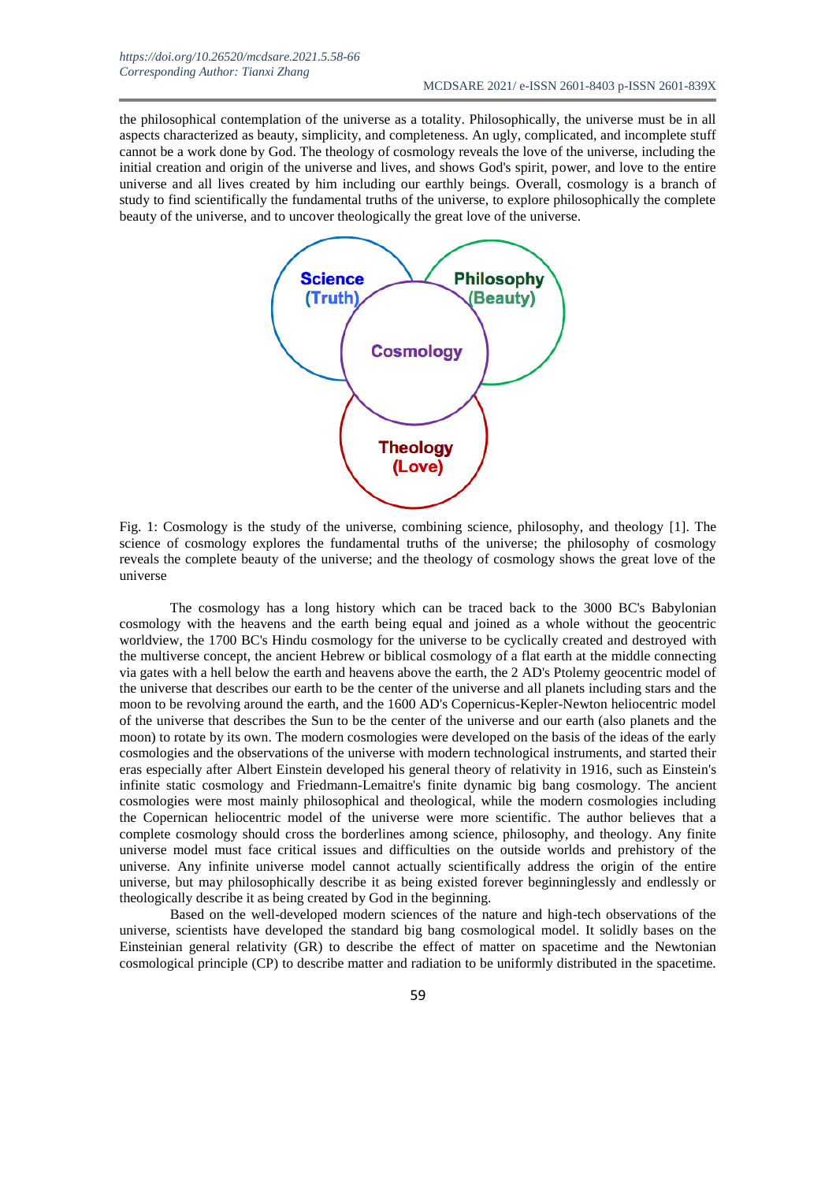the philosophical contemplation of the universe as a totality. Philosophically, the universe must be in all aspects characterized as beauty, simplicity, and completeness. An ugly, complicated, and incomplete stuff cannot be a work done by God. The theology of cosmology reveals the love of the universe, including the initial creation and origin of the universe and lives, and shows God's spirit, power, and love to the entire universe and all lives created by him including our earthly beings. Overall, cosmology is a branch of study to find scientifically the fundamental truths of the universe, to explore philosophically the complete beauty of the universe, and to uncover theologically the great love of the universe.

Fig. 1: Cosmology is the study of the universe, combining science, philosophy, and theology [1]. The science of cosmology explores the fundamental truths of the universe; the philosophy of cosmology reveals the complete beauty of the universe; and the theology of cosmology shows the great love of the universe

The cosmology has a long history which can be traced back to the 3000 BC's Babylonian cosmology with the heavens and the earth being equal and joined as a whole without the geocentric worldview, the 1700 BC's Hindu cosmology for the universe to be cyclically created and destroyed with the multiverse concept, the ancient Hebrew or biblical cosmology of a flat earth at the middle connecting via gates with a hell below the earth and heavens above the earth, the 2 AD's Ptolemy geocentric model of the universe that describes our earth to be the center of the universe and all planets including stars and the moon to be revolving around the earth, and the 1600 AD's Copernicus-Kepler-Newton heliocentric model of the universe that describes the Sun to be the center of the universe and our earth (also planets and the moon) to rotate by its own. The modern cosmologies were developed on the basis of the ideas of the early cosmologies and the observations of the universe with modern technological instruments, and started their eras especially after Albert Einstein developed his general theory of relativity in 1916, such as Einstein's infinite static cosmology and Friedmann-Lemaitre's finite dynamic big bang cosmology. The ancient cosmologies were most mainly philosophical and theological, while the modern cosmologies including the Copernican heliocentric model of the universe were more scientific. The author believes that a complete cosmology should cross the borderlines among science, philosophy, and theology. Any finite universe model must face critical issues and difficulties on the outside worlds and prehistory of the universe. Any infinite universe model cannot actually scientifically address the origin of the entire universe, but may philosophically describe it as being existed forever beginninglessly and endlessly or theologically describe it as being created by God in the beginning.

Based on the well-developed modern sciences of the nature and high-tech observations of the universe, scientists have developed the standard big bang cosmological model. It solidly bases on the Einsteinian general relativity (GR) to describe the effect of matter on spacetime and the Newtonian cosmological principle (CP) to describe matter and radiation to be uniformly distributed in the spacetime.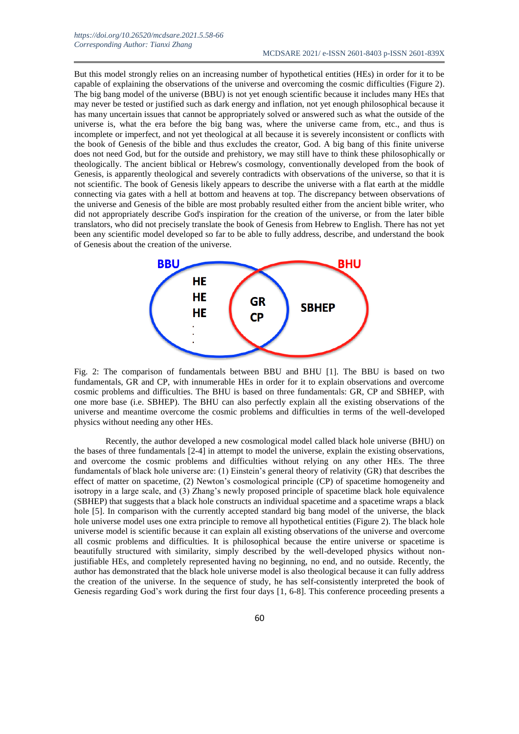But this model strongly relies on an increasing number of hypothetical entities (HEs) in order for it to be capable of explaining the observations of the universe and overcoming the cosmic difficulties (Figure 2). The big bang model of the universe (BBU) is not yet enough scientific because it includes many HEs that may never be tested or justified such as dark energy and inflation, not yet enough philosophical because it has many uncertain issues that cannot be appropriately solved or answered such as what the outside of the universe is, what the era before the big bang was, where the universe came from, etc., and thus is incomplete or imperfect, and not yet theological at all because it is severely inconsistent or conflicts with the book of Genesis of the bible and thus excludes the creator, God. A big bang of this finite universe does not need God, but for the outside and prehistory, we may still have to think these philosophically or theologically. The ancient biblical or Hebrew's cosmology, conventionally developed from the book of Genesis, is apparently theological and severely contradicts with observations of the universe, so that it is not scientific. The book of Genesis likely appears to describe the universe with a flat earth at the middle connecting via gates with a hell at bottom and heavens at top. The discrepancy between observations of the universe and Genesis of the bible are most probably resulted either from the ancient bible writer, who did not appropriately describe God's inspiration for the creation of the universe, or from the later bible translators, who did not precisely translate the book of Genesis from Hebrew to English. There has not yet been any scientific model developed so far to be able to fully address, describe, and understand the book of Genesis about the creation of the universe.

Fig. 2: The comparison of fundamentals between BBU and BHU [1]. The BBU is based on two fundamentals, GR and CP, with innumerable HEs in order for it to explain observations and overcome cosmic problems and difficulties. The BHU is based on three fundamentals: GR, CP and SBHEP, with one more base (i.e. SBHEP). The BHU can also perfectly explain all the existing observations of the universe and meantime overcome the cosmic problems and difficulties in terms of the well-developed physics without needing any other HEs.

Recently, the author developed a new cosmological model called black hole universe (BHU) on the bases of three fundamentals [2-4] in attempt to model the universe, explain the existing observations, and overcome the cosmic problems and difficulties without relying on any other HEs. The three fundamentals of black hole universe are: (1) Einstein's general theory of relativity (GR) that describes the effect of matter on spacetime, (2) Newton's cosmological principle (CP) of spacetime homogeneity and isotropy in a large scale, and (3) Zhang's newly proposed principle of spacetime black hole equivalence (SBHEP) that suggests that a black hole constructs an individual spacetime and a spacetime wraps a black hole [5]. In comparison with the currently accepted standard big bang model of the universe, the black hole universe model uses one extra principle to remove all hypothetical entities (Figure 2). The black hole universe model is scientific because it can explain all existing observations of the universe and overcome all cosmic problems and difficulties. It is philosophical because the entire universe or spacetime is beautifully structured with similarity, simply described by the well-developed physics without non-justifiable HEs, and completely represented having no beginning, no end, and no outside. Recently, the author has demonstrated that the black hole universe model is also theological because it can fully address the creation of the universe. In the sequence of study, he has self-consistently interpreted the book of Genesis regarding God's work during the first four days [1, 6-8]. This conference proceeding presents a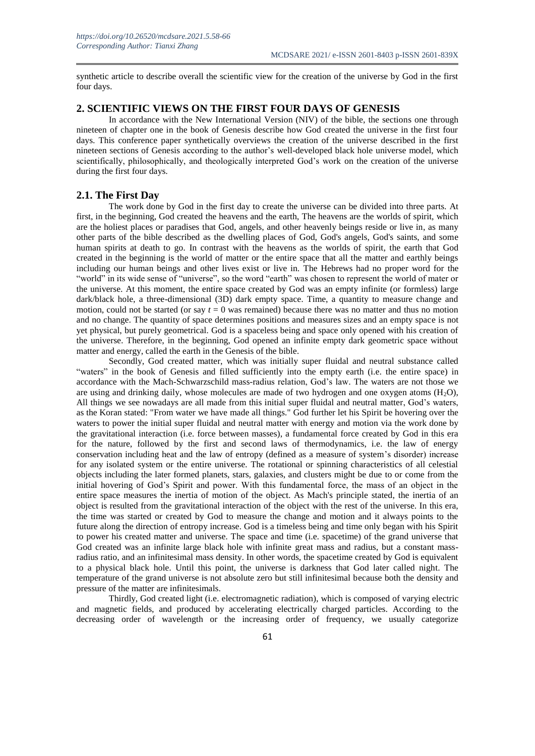synthetic article to describe overall the scientific view for the creation of the universe by God in the first four days.

## 2. SCIENTIFIC VIEWS ON THE FIRST FOUR DAYS OF GENESIS

In accordance with the New International Version (NIV) of the bible, the sections one through nineteen of chapter one in the book of Genesis describe how God created the universe in the first four days. This conference paper synthetically overviews the creation of the universe described in the first nineteen sections of Genesis according to the author's well-developed black hole universe model, which scientifically, philosophically, and theologically interpreted God's work on the creation of the universe during the first four days.

### 2.1. The First Day

The work done by God in the first day to create the universe can be divided into three parts. At first, in the beginning, God created the heavens and the earth, The heavens are the worlds of spirit, which are the holiest places or paradises that God, angels, and other heavenly beings reside or live in, as many other parts of the bible described as the dwelling places of God, God's angels, God's saints, and some human spirits at death to go. In contrast with the heavens as the worlds of spirit, the earth that God created in the beginning is the world of matter or the entire space that all the matter and earthly beings including our human beings and other lives exist or live in. The Hebrews had no proper word for the "world" in its wide sense of "universe", so the word "earth" was chosen to represent the world of mater or the universe. At this moment, the entire space created by God was an empty infinite (or formless) large dark/black hole, a three-dimensional (3D) dark empty space. Time, a quantity to measure change and motion, could not be started (or say $t = 0$ was remained) because there was no matter and thus no motion and no change. The quantity of space determines positions and measures sizes and an empty space is not yet physical, but purely geometrical. God is a spaceless being and space only opened with his creation of the universe. Therefore, in the beginning, God opened an infinite empty dark geometric space without matter and energy, called the earth in the Genesis of the bible.

Secondly, God created matter, which was initially super fluidal and neutral substance called "waters" in the book of Genesis and filled sufficiently into the empty earth (i.e. the entire space) in accordance with the Mach-Schwarzschild mass-radius relation, God's law. The waters are not those we are using and drinking daily, whose molecules are made of two hydrogen and one oxygen atoms ($H_2O$), All things we see nowadays are all made from this initial super fluidal and neutral matter, God's waters, as the Koran stated: "From water we have made all things." God further let his Spirit be hovering over the waters to power the initial super fluidal and neutral matter with energy and motion via the work done by the gravitational interaction (i.e. force between masses), a fundamental force created by God in this era for the nature, followed by the first and second laws of thermodynamics, i.e. the law of energy conservation including heat and the law of entropy (defined as a measure of system's disorder) increase for any isolated system or the entire universe. The rotational or spinning characteristics of all celestial objects including the later formed planets, stars, galaxies, and clusters might be due to or come from the initial hovering of God's Spirit and power. With this fundamental force, the mass of an object in the entire space measures the inertia of motion of the object. As Mach's principle stated, the inertia of an object is resulted from the gravitational interaction of the object with the rest of the universe. In this era, the time was started or created by God to measure the change and motion and it always points to the future along the direction of entropy increase. God is a timeless being and time only began with his Spirit to power his created matter and universe. The space and time (i.e. spacetime) of the grand universe that God created was an infinite large black hole with infinite great mass and radius, but a constant mass-radius ratio, and an infinitesimal mass density. In other words, the spacetime created by God is equivalent to a physical black hole. Until this point, the universe is darkness that God later called night. The temperature of the grand universe is not absolute zero but still infinitesimal because both the density and pressure of the matter are infinitesimals.

Thirdly, God created light (i.e. electromagnetic radiation), which is composed of varying electric and magnetic fields, and produced by accelerating electrically charged particles. According to the decreasing order of wavelength or the increasing order of frequency, we usually categorize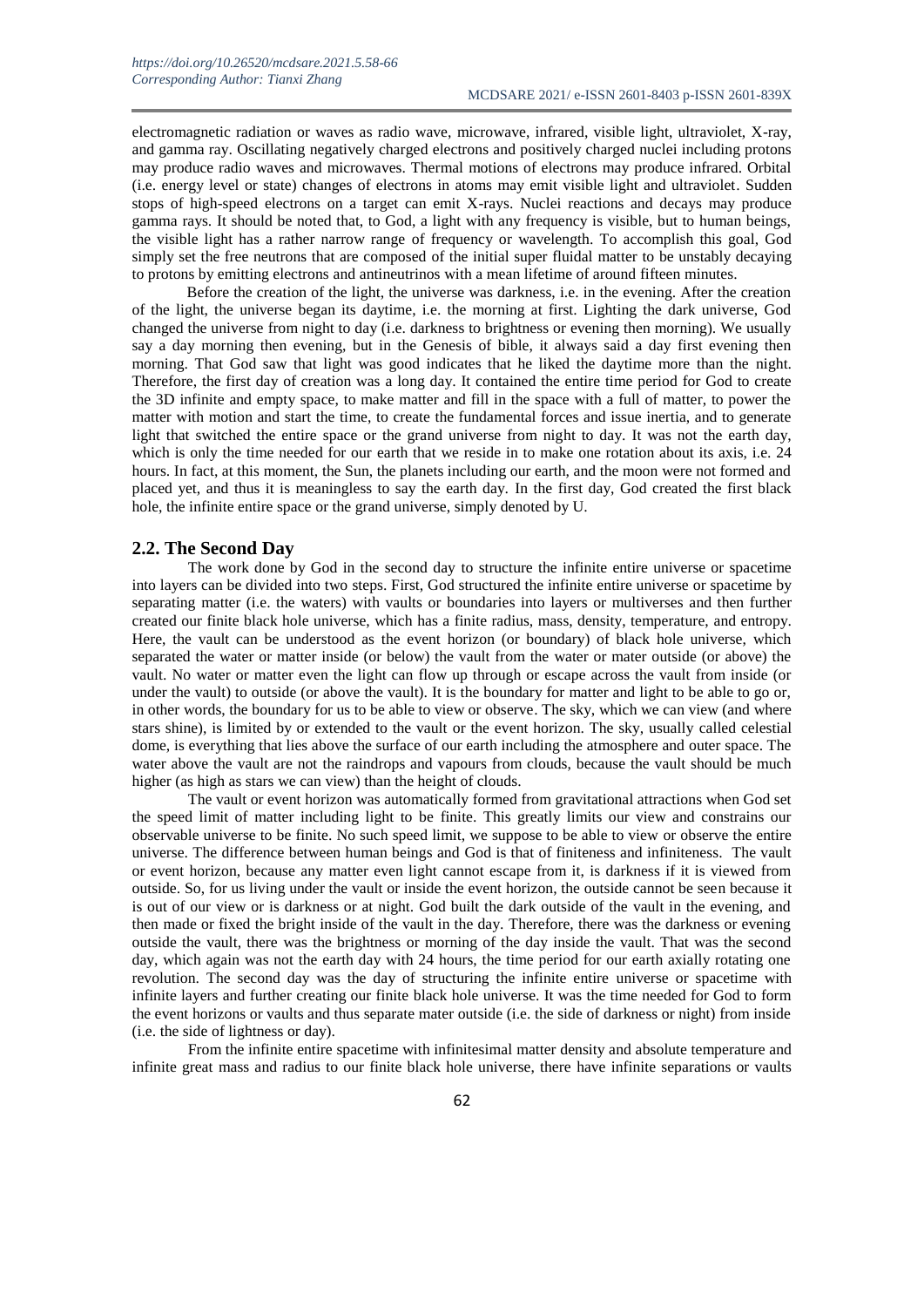electromagnetic radiation or waves as radio wave, microwave, infrared, visible light, ultraviolet, X-ray, and gamma ray. Oscillating negatively charged electrons and positively charged nuclei including protons may produce radio waves and microwaves. Thermal motions of electrons may produce infrared. Orbital (i.e. energy level or state) changes of electrons in atoms may emit visible light and ultraviolet. Sudden stops of high-speed electrons on a target can emit X-rays. Nuclei reactions and decays may produce gamma rays. It should be noted that, to God, a light with any frequency is visible, but to human beings, the visible light has a rather narrow range of frequency or wavelength. To accomplish this goal, God simply set the free neutrons that are composed of the initial super fluidal matter to be unstably decaying to protons by emitting electrons and antineutrinos with a mean lifetime of around fifteen minutes.

Before the creation of the light, the universe was darkness, i.e. in the evening. After the creation of the light, the universe began its daytime, i.e. the morning at first. Lighting the dark universe, God changed the universe from night to day (i.e. darkness to brightness or evening then morning). We usually say a day morning then evening, but in the Genesis of bible, it always said a day first evening then morning. That God saw that light was good indicates that he liked the daytime more than the night. Therefore, the first day of creation was a long day. It contained the entire time period for God to create the 3D infinite and empty space, to make matter and fill in the space with a full of matter, to power the matter with motion and start the time, to create the fundamental forces and issue inertia, and to generate light that switched the entire space or the grand universe from night to day. It was not the earth day, which is only the time needed for our earth that we reside in to make one rotation about its axis, i.e. 24 hours. In fact, at this moment, the Sun, the planets including our earth, and the moon were not formed and placed yet, and thus it is meaningless to say the earth day. In the first day, God created the first black hole, the infinite entire space or the grand universe, simply denoted by U.

## 2.2. The Second Day

The work done by God in the second day to structure the infinite entire universe or spacetime into layers can be divided into two steps. First, God structured the infinite entire universe or spacetime by separating matter (i.e. the waters) with vaults or boundaries into layers or multiverses and then further created our finite black hole universe, which has a finite radius, mass, density, temperature, and entropy. Here, the vault can be understood as the event horizon (or boundary) of black hole universe, which separated the water or matter inside (or below) the vault from the water or mater outside (or above) the vault. No water or matter even the light can flow up through or escape across the vault from inside (or under the vault) to outside (or above the vault). It is the boundary for matter and light to be able to go or, in other words, the boundary for us to be able to view or observe. The sky, which we can view (and where stars shine), is limited by or extended to the vault or the event horizon. The sky, usually called celestial dome, is everything that lies above the surface of our earth including the atmosphere and outer space. The water above the vault are not the raindrops and vapours from clouds, because the vault should be much higher (as high as stars we can view) than the height of clouds.

The vault or event horizon was automatically formed from gravitational attractions when God set the speed limit of matter including light to be finite. This greatly limits our view and constrains our observable universe to be finite. No such speed limit, we suppose to be able to view or observe the entire universe. The difference between human beings and God is that of finiteness and infiniteness. The vault or event horizon, because any matter even light cannot escape from it, is darkness if it is viewed from outside. So, for us living under the vault or inside the event horizon, the outside cannot be seen because it is out of our view or is darkness or at night. God built the dark outside of the vault in the evening, and then made or fixed the bright inside of the vault in the day. Therefore, there was the darkness or evening outside the vault, there was the brightness or morning of the day inside the vault. That was the second day, which again was not the earth day with 24 hours, the time period for our earth axially rotating one revolution. The second day was the day of structuring the infinite entire universe or spacetime with infinite layers and further creating our finite black hole universe. It was the time needed for God to form the event horizons or vaults and thus separate mater outside (i.e. the side of darkness or night) from inside (i.e. the side of lightness or day).

From the infinite entire spacetime with infinitesimal matter density and absolute temperature and infinite great mass and radius to our finite black hole universe, there have infinite separations or vaults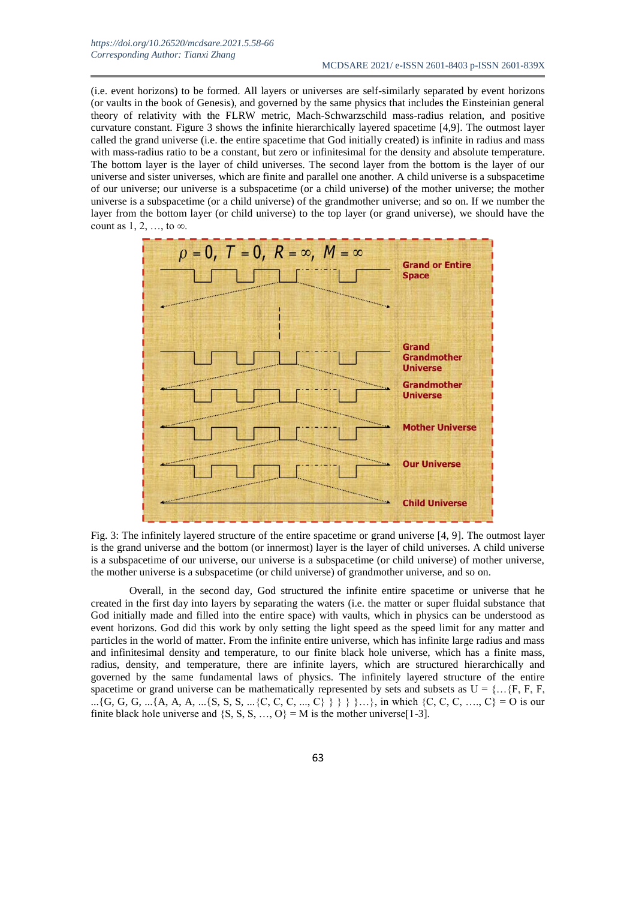(i.e. event horizons) to be formed. All layers or universes are self-similarly separated by event horizons (or vaults in the book of Genesis), and governed by the same physics that includes the Einsteinian general theory of relativity with the FLRW metric, Mach-Schwarzschild mass-radius relation, and positive curvature constant. Figure 3 shows the infinite hierarchically layered spacetime [4,9]. The outmost layer called the grand universe (i.e. the entire spacetime that God initially created) is infinite in radius and mass with mass-radius ratio to be a constant, but zero or infinitesimal for the density and absolute temperature. The bottom layer is the layer of child universes. The second layer from the bottom is the layer of our universe and sister universes, which are finite and parallel one another. A child universe is a subspacetime of our universe; our universe is a subspacetime (or a child universe) of the mother universe; the mother universe is a subspacetime (or a child universe) of the grandmother universe; and so on. If we number the layer from the bottom layer (or child universe) to the top layer (or grand universe), we should have the count as 1, 2, …, to ∞.

$\rho = 0,\ T = 0,\ R = \infty,\ M = \infty$

Grand or Entire Space

Grand Grandmother Universe

Grandmother Universe

Mother Universe

Our Universe

Child Universe

Fig. 3: The infinitely layered structure of the entire spacetime or grand universe [4, 9]. The outmost layer is the grand universe and the bottom (or innermost) layer is the layer of child universes. A child universe is a subspacetime of our universe, our universe is a subspacetime (or child universe) of mother universe, the mother universe is a subspacetime (or child universe) of grandmother universe, and so on.

Overall, in the second day, God structured the infinite entire spacetime or universe that he created in the first day into layers by separating the waters (i.e. the matter or super fluidal substance that God initially made and filled into the entire space) with vaults, which in physics can be understood as event horizons. God did this work by only setting the light speed as the speed limit for any matter and particles in the world of matter. From the infinite entire universe, which has infinite large radius and mass and infinitesimal density and temperature, to our finite black hole universe, which has a finite mass, radius, density, and temperature, there are infinite layers, which are structured hierarchically and governed by the same fundamental laws of physics. The infinitely layered structure of the entire spacetime or grand universe can be mathematically represented by sets and subsets as U = {…{F, F, F, ...{G, G, G, ...{A, A, A, ...{S, S, S, ...{C, C, C, ..., C} } } }…}, in which {C, C, C, …., C} = O is our finite black hole universe and {S, S, S, …, O} = M is the mother universe[1-3].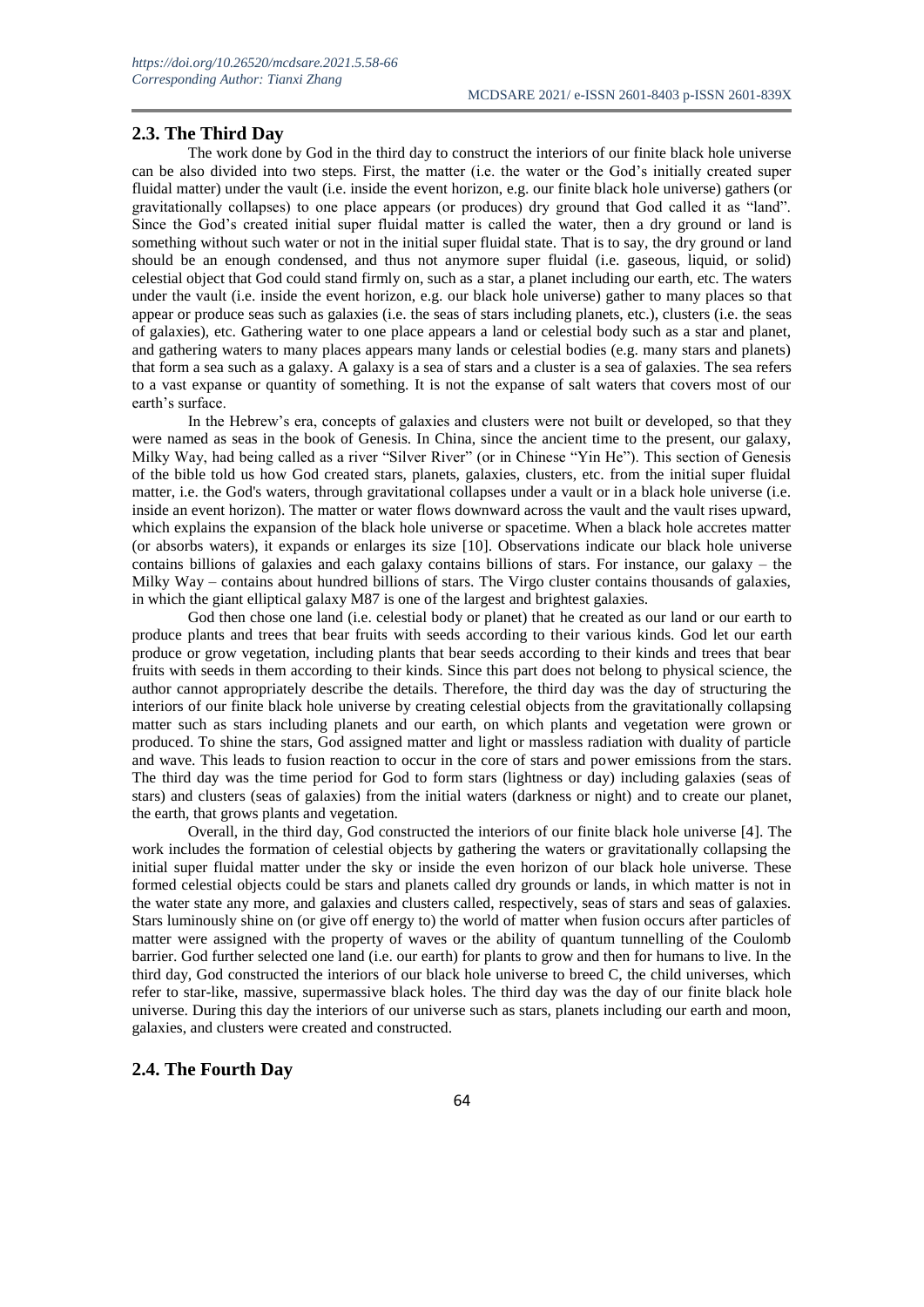## 2.3. The Third Day

The work done by God in the third day to construct the interiors of our finite black hole universe can be also divided into two steps. First, the matter (i.e. the water or the God's initially created super fluidal matter) under the vault (i.e. inside the event horizon, e.g. our finite black hole universe) gathers (or gravitationally collapses) to one place appears (or produces) dry ground that God called it as "land". Since the God's created initial super fluidal matter is called the water, then a dry ground or land is something without such water or not in the initial super fluidal state. That is to say, the dry ground or land should be an enough condensed, and thus not anymore super fluidal (i.e. gaseous, liquid, or solid) celestial object that God could stand firmly on, such as a star, a planet including our earth, etc. The waters under the vault (i.e. inside the event horizon, e.g. our black hole universe) gather to many places so that appear or produce seas such as galaxies (i.e. the seas of stars including planets, etc.), clusters (i.e. the seas of galaxies), etc. Gathering water to one place appears a land or celestial body such as a star and planet, and gathering waters to many places appears many lands or celestial bodies (e.g. many stars and planets) that form a sea such as a galaxy. A galaxy is a sea of stars and a cluster is a sea of galaxies. The sea refers to a vast expanse or quantity of something. It is not the expanse of salt waters that covers most of our earth's surface.

In the Hebrew's era, concepts of galaxies and clusters were not built or developed, so that they were named as seas in the book of Genesis. In China, since the ancient time to the present, our galaxy, Milky Way, had being called as a river "Silver River" (or in Chinese "Yin He"). This section of Genesis of the bible told us how God created stars, planets, galaxies, clusters, etc. from the initial super fluidal matter, i.e. the God's waters, through gravitational collapses under a vault or in a black hole universe (i.e. inside an event horizon). The matter or water flows downward across the vault and the vault rises upward, which explains the expansion of the black hole universe or spacetime. When a black hole accretes matter (or absorbs waters), it expands or enlarges its size [10]. Observations indicate our black hole universe contains billions of galaxies and each galaxy contains billions of stars. For instance, our galaxy – the Milky Way – contains about hundred billions of stars. The Virgo cluster contains thousands of galaxies, in which the giant elliptical galaxy M87 is one of the largest and brightest galaxies.

God then chose one land (i.e. celestial body or planet) that he created as our land or our earth to produce plants and trees that bear fruits with seeds according to their various kinds. God let our earth produce or grow vegetation, including plants that bear seeds according to their kinds and trees that bear fruits with seeds in them according to their kinds. Since this part does not belong to physical science, the author cannot appropriately describe the details. Therefore, the third day was the day of structuring the interiors of our finite black hole universe by creating celestial objects from the gravitationally collapsing matter such as stars including planets and our earth, on which plants and vegetation were grown or produced. To shine the stars, God assigned matter and light or massless radiation with duality of particle and wave. This leads to fusion reaction to occur in the core of stars and power emissions from the stars. The third day was the time period for God to form stars (lightness or day) including galaxies (seas of stars) and clusters (seas of galaxies) from the initial waters (darkness or night) and to create our planet, the earth, that grows plants and vegetation.

Overall, in the third day, God constructed the interiors of our finite black hole universe [4]. The work includes the formation of celestial objects by gathering the waters or gravitationally collapsing the initial super fluidal matter under the sky or inside the even horizon of our black hole universe. These formed celestial objects could be stars and planets called dry grounds or lands, in which matter is not in the water state any more, and galaxies and clusters called, respectively, seas of stars and seas of galaxies. Stars luminously shine on (or give off energy to) the world of matter when fusion occurs after particles of matter were assigned with the property of waves or the ability of quantum tunnelling of the Coulomb barrier. God further selected one land (i.e. our earth) for plants to grow and then for humans to live. In the third day, God constructed the interiors of our black hole universe to breed C, the child universes, which refer to star-like, massive, supermassive black holes. The third day was the day of our finite black hole universe. During this day the interiors of our universe such as stars, planets including our earth and moon, galaxies, and clusters were created and constructed.

## 2.4. The Fourth Day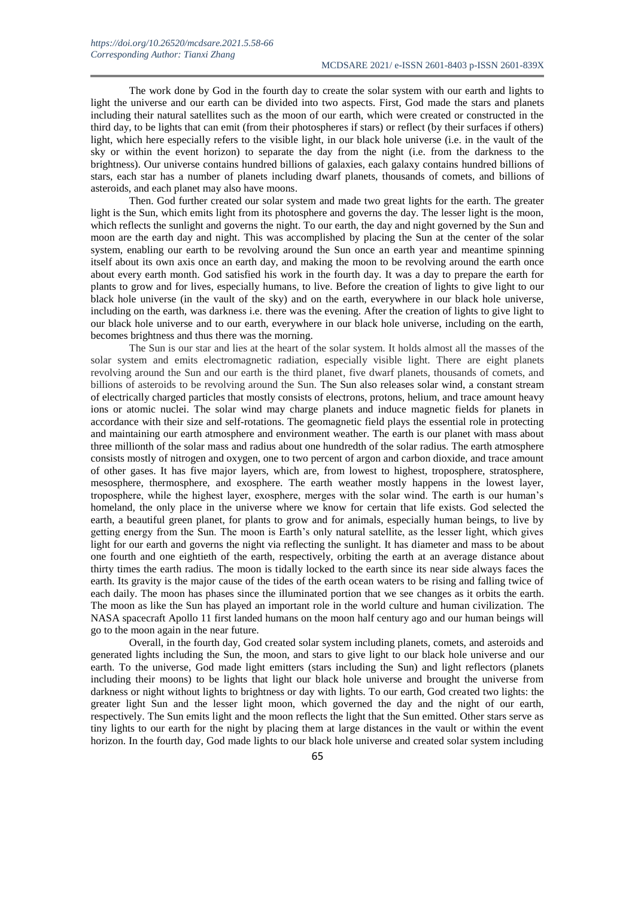The work done by God in the fourth day to create the solar system with our earth and lights to light the universe and our earth can be divided into two aspects. First, God made the stars and planets including their natural satellites such as the moon of our earth, which were created or constructed in the third day, to be lights that can emit (from their photospheres if stars) or reflect (by their surfaces if others) light, which here especially refers to the visible light, in our black hole universe (i.e. in the vault of the sky or within the event horizon) to separate the day from the night (i.e. from the darkness to the brightness). Our universe contains hundred billions of galaxies, each galaxy contains hundred billions of stars, each star has a number of planets including dwarf planets, thousands of comets, and billions of asteroids, and each planet may also have moons.

Then. God further created our solar system and made two great lights for the earth. The greater light is the Sun, which emits light from its photosphere and governs the day. The lesser light is the moon, which reflects the sunlight and governs the night. To our earth, the day and night governed by the Sun and moon are the earth day and night. This was accomplished by placing the Sun at the center of the solar system, enabling our earth to be revolving around the Sun once an earth year and meantime spinning itself about its own axis once an earth day, and making the moon to be revolving around the earth once about every earth month. God satisfied his work in the fourth day. It was a day to prepare the earth for plants to grow and for lives, especially humans, to live. Before the creation of lights to give light to our black hole universe (in the vault of the sky) and on the earth, everywhere in our black hole universe, including on the earth, was darkness i.e. there was the evening. After the creation of lights to give light to our black hole universe and to our earth, everywhere in our black hole universe, including on the earth, becomes brightness and thus there was the morning.

The Sun is our star and lies at the heart of the solar system. It holds almost all the masses of the solar system and emits electromagnetic radiation, especially visible light. There are eight planets revolving around the Sun and our earth is the third planet, five dwarf planets, thousands of comets, and billions of asteroids to be revolving around the Sun. The Sun also releases solar wind, a constant stream of electrically charged particles that mostly consists of electrons, protons, helium, and trace amount heavy ions or atomic nuclei. The solar wind may charge planets and induce magnetic fields for planets in accordance with their size and self-rotations. The geomagnetic field plays the essential role in protecting and maintaining our earth atmosphere and environment weather. The earth is our planet with mass about three millionth of the solar mass and radius about one hundredth of the solar radius. The earth atmosphere consists mostly of nitrogen and oxygen, one to two percent of argon and carbon dioxide, and trace amount of other gases. It has five major layers, which are, from lowest to highest, troposphere, stratosphere, mesosphere, thermosphere, and exosphere. The earth weather mostly happens in the lowest layer, troposphere, while the highest layer, exosphere, merges with the solar wind. The earth is our human's homeland, the only place in the universe where we know for certain that life exists. God selected the earth, a beautiful green planet, for plants to grow and for animals, especially human beings, to live by getting energy from the Sun. The moon is Earth's only natural satellite, as the lesser light, which gives light for our earth and governs the night via reflecting the sunlight. It has diameter and mass to be about one fourth and one eightieth of the earth, respectively, orbiting the earth at an average distance about thirty times the earth radius. The moon is tidally locked to the earth since its near side always faces the earth. Its gravity is the major cause of the tides of the earth ocean waters to be rising and falling twice of each daily. The moon has phases since the illuminated portion that we see changes as it orbits the earth. The moon as like the Sun has played an important role in the world culture and human civilization. The NASA spacecraft Apollo 11 first landed humans on the moon half century ago and our human beings will go to the moon again in the near future.

Overall, in the fourth day, God created solar system including planets, comets, and asteroids and generated lights including the Sun, the moon, and stars to give light to our black hole universe and our earth. To the universe, God made light emitters (stars including the Sun) and light reflectors (planets including their moons) to be lights that light our black hole universe and brought the universe from darkness or night without lights to brightness or day with lights. To our earth, God created two lights: the greater light Sun and the lesser light moon, which governed the day and the night of our earth, respectively. The Sun emits light and the moon reflects the light that the Sun emitted. Other stars serve as tiny lights to our earth for the night by placing them at large distances in the vault or within the event horizon. In the fourth day, God made lights to our black hole universe and created solar system including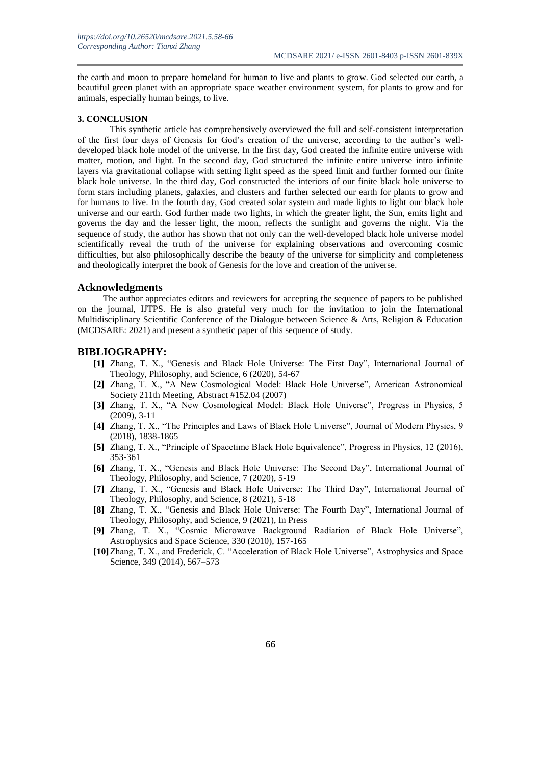the earth and moon to prepare homeland for human to live and plants to grow. God selected our earth, a beautiful green planet with an appropriate space weather environment system, for plants to grow and for animals, especially human beings, to live.

### 3. CONCLUSION

This synthetic article has comprehensively overviewed the full and self-consistent interpretation of the first four days of Genesis for God's creation of the universe, according to the author's well-developed black hole model of the universe. In the first day, God created the infinite entire universe with matter, motion, and light. In the second day, God structured the infinite entire universe intro infinite layers via gravitational collapse with setting light speed as the speed limit and further formed our finite black hole universe. In the third day, God constructed the interiors of our finite black hole universe to form stars including planets, galaxies, and clusters and further selected our earth for plants to grow and for humans to live. In the fourth day, God created solar system and made lights to light our black hole universe and our earth. God further made two lights, in which the greater light, the Sun, emits light and governs the day and the lesser light, the moon, reflects the sunlight and governs the night. Via the sequence of study, the author has shown that not only can the well-developed black hole universe model scientifically reveal the truth of the universe for explaining observations and overcoming cosmic difficulties, but also philosophically describe the beauty of the universe for simplicity and completeness and theologically interpret the book of Genesis for the love and creation of the universe.

## Acknowledgments

The author appreciates editors and reviewers for accepting the sequence of papers to be published on the journal, IJTPS. He is also grateful very much for the invitation to join the International Multidisciplinary Scientific Conference of the Dialogue between Science & Arts, Religion & Education (MCDSARE: 2021) and present a synthetic paper of this sequence of study.

## BIBLIOGRAPHY:

- **[1]** Zhang, T. X., "Genesis and Black Hole Universe: The First Day", International Journal of Theology, Philosophy, and Science, 6 (2020), 54-67
- **[2]** Zhang, T. X., "A New Cosmological Model: Black Hole Universe", American Astronomical Society 211th Meeting, Abstract #152.04 (2007)
- **[3]** Zhang, T. X., "A New Cosmological Model: Black Hole Universe", Progress in Physics, 5 (2009), 3-11
- **[4]** Zhang, T. X., "The Principles and Laws of Black Hole Universe", Journal of Modern Physics, 9 (2018), 1838-1865
- **[5]** Zhang, T. X., "Principle of Spacetime Black Hole Equivalence", Progress in Physics, 12 (2016), 353-361
- **[6]** Zhang, T. X., "Genesis and Black Hole Universe: The Second Day", International Journal of Theology, Philosophy, and Science, 7 (2020), 5-19
- **[7]** Zhang, T. X., "Genesis and Black Hole Universe: The Third Day", International Journal of Theology, Philosophy, and Science, 8 (2021), 5-18
- **[8]** Zhang, T. X., "Genesis and Black Hole Universe: The Fourth Day", International Journal of Theology, Philosophy, and Science, 9 (2021), In Press
- **[9]** Zhang, T. X., "Cosmic Microwave Background Radiation of Black Hole Universe", Astrophysics and Space Science, 330 (2010), 157-165
- **[10]** Zhang, T. X., and Frederick, C. "Acceleration of Black Hole Universe", Astrophysics and Space Science, 349 (2014), 567–573